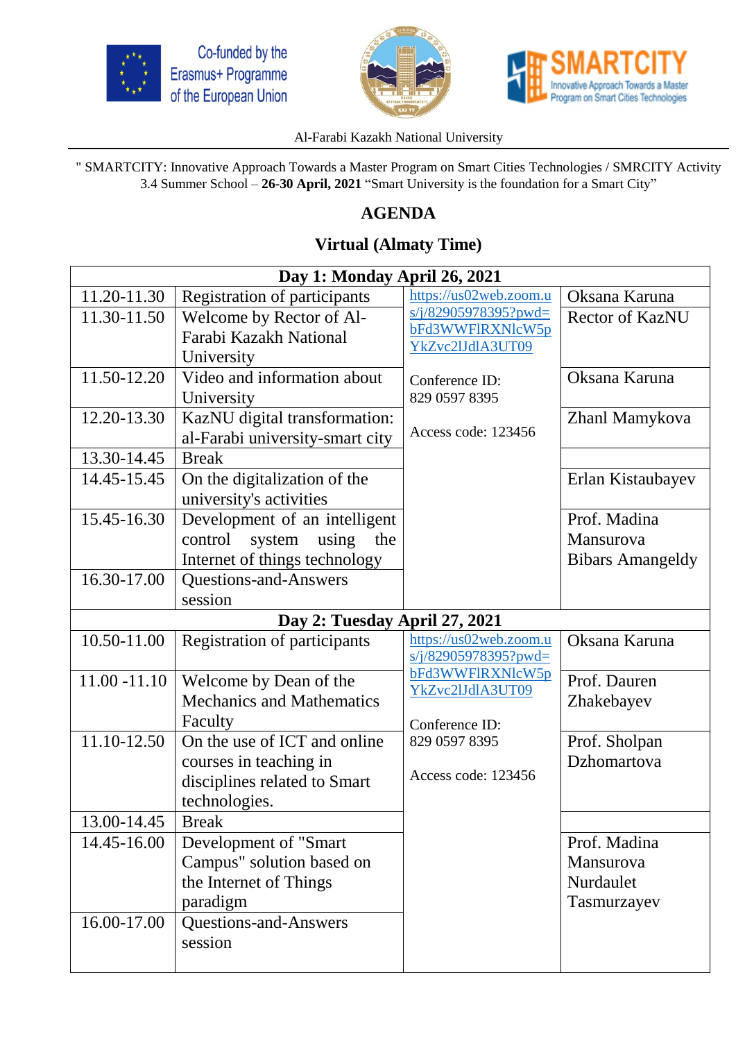Co-funded by the Erasmus+ Programme of the European Union

SMARTCITY Innovative Approach Towards a Master Program on Smart Cities Technologies

Al-Farabi Kazakh National University

" SMARTCITY: Innovative Approach Towards a Master Program on Smart Cities Technologies / SMRCITY Activity 3.4 Summer School – **26-30 April, 2021** “Smart University is the foundation for a Smart City”

## AGENDA

## Virtual (Almaty Time)

| **Day 1: Monday April 26, 2021** | | | |
|---|---|---|---|
| 11.20-11.30 | Registration of participants | https://us02web.zoom.us/j/82905978395?pwd=bFd3WWFlRXNlcW5pYkZvc2lJdlA3UT09<br><br>Conference ID: 829 0597 8395<br><br>Access code: 123456 | Oksana Karuna |
| 11.30-11.50 | Welcome by Rector of Al-Farabi Kazakh National University | | Rector of KazNU |
| 11.50-12.20 | Video and information about University | | Oksana Karuna |
| 12.20-13.30 | KazNU digital transformation: al-Farabi university-smart city | | Zhanl Mamykova |
| 13.30-14.45 | Break | | |
| 14.45-15.45 | On the digitalization of the university's activities | | Erlan Kistaubayev |
| 15.45-16.30 | Development of an intelligent control system using the Internet of things technology | | Prof. Madina Mansurova<br>Bibars Amangeldy |
| 16.30-17.00 | Questions-and-Answers session | | |
| **Day 2: Tuesday April 27, 2021** | | | |
| 10.50-11.00 | Registration of participants | https://us02web.zoom.us/j/82905978395?pwd=bFd3WWFlRXNlcW5pYkZvc2lJdlA3UT09<br><br>Conference ID: 829 0597 8395<br><br>Access code: 123456 | Oksana Karuna |
| 11.00 -11.10 | Welcome by Dean of the Mechanics and Mathematics Faculty | | Prof. Dauren Zhakebayev |
| 11.10-12.50 | On the use of ICT and online courses in teaching in disciplines related to Smart technologies. | | Prof. Sholpan Dzhomartova |
| 13.00-14.45 | Break | | |
| 14.45-16.00 | Development of "Smart Campus" solution based on the Internet of Things paradigm | | Prof. Madina Mansurova<br>Nurdaulet Tasmurzayev |
| 16.00-17.00 | Questions-and-Answers session | | |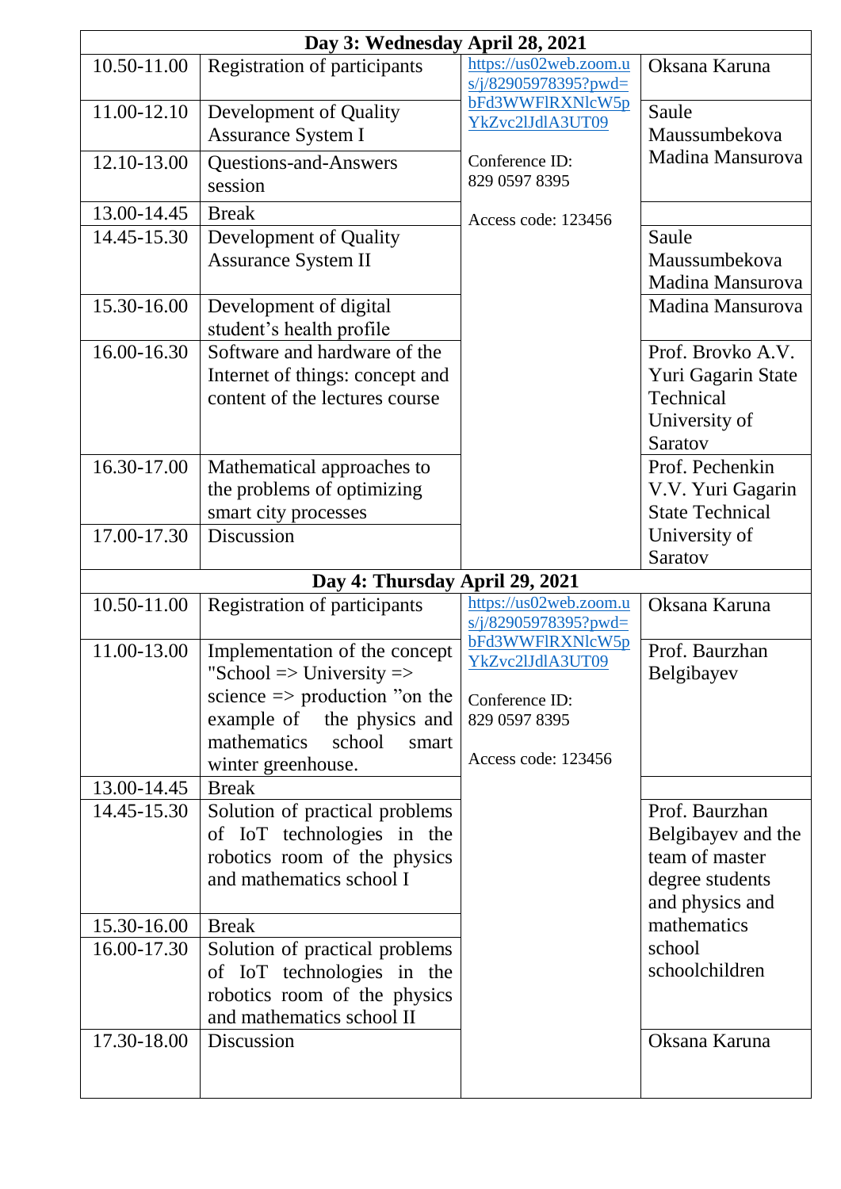| Day 3: Wednesday April 28, 2021 | | | |
|---|---|---|---|
| 10.50-11.00 | Registration of participants | https://us02web.zoom.us/j/82905978395?pwd=bFd3WWFlRXNlcW5pYkZvc2lJdlA3UT09 Conference ID: 829 0597 8395 Access code: 123456 | Oksana Karuna |
| 11.00-12.10 | Development of Quality Assurance System I | | Saule Maussumbekova Madina Mansurova |
| 12.10-13.00 | Questions-and-Answers session | | |
| 13.00-14.45 | Break | | |
| 14.45-15.30 | Development of Quality Assurance System II | | Saule Maussumbekova Madina Mansurova |
| 15.30-16.00 | Development of digital student's health profile | | Madina Mansurova |
| 16.00-16.30 | Software and hardware of the Internet of things: concept and content of the lectures course | | Prof. Brovko A.V. Yuri Gagarin State Technical University of Saratov |
| 16.30-17.00 | Mathematical approaches to the problems of optimizing smart city processes | | Prof. Pechenkin V.V. Yuri Gagarin State Technical University of Saratov |
| 17.00-17.30 | Discussion | | |
| **Day 4: Thursday April 29, 2021** | | | |
| 10.50-11.00 | Registration of participants | https://us02web.zoom.us/j/82905978395?pwd=bFd3WWFlRXNlcW5pYkZvc2lJdlA3UT09 Conference ID: 829 0597 8395 Access code: 123456 | Oksana Karuna |
| 11.00-13.00 | Implementation of the concept "School => University => science => production "on the example of the physics and mathematics school smart winter greenhouse. | | Prof. Baurzhan Belgibayev |
| 13.00-14.45 | Break | | |
| 14.45-15.30 | Solution of practical problems of IoT technologies in the robotics room of the physics and mathematics school I | | Prof. Baurzhan Belgibayev and the team of master degree students and physics and mathematics school schoolchildren |
| 15.30-16.00 | Break | | |
| 16.00-17.30 | Solution of practical problems of IoT technologies in the robotics room of the physics and mathematics school II | | |
| 17.30-18.00 | Discussion | | Oksana Karuna |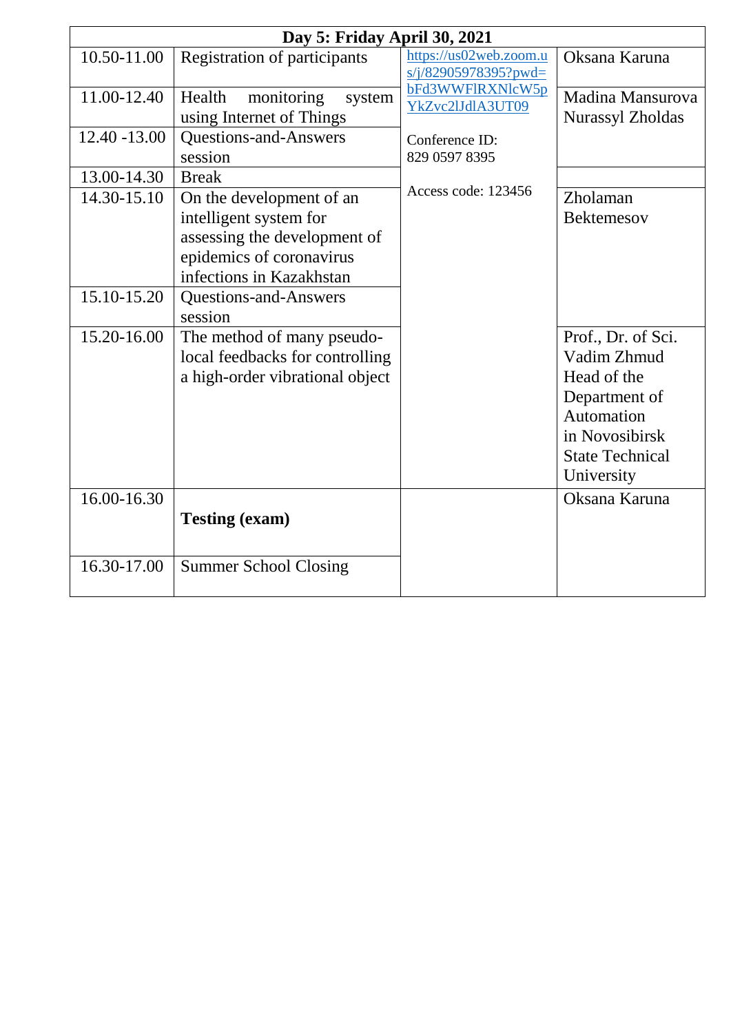| Day 5: Friday April 30, 2021 | | | |
| --- | --- | --- | --- |
| 10.50-11.00 | Registration of participants | https://us02web.zoom.us/j/82905978395?pwd=bFd3WWFlRXNlcW5pYkZvc2lJdlA3UT09 Conference ID: 829 0597 8395 Access code: 123456 | Oksana Karuna |
| 11.00-12.40 | Health monitoring system using Internet of Things | | Madina Mansurova Nurassyl Zholdas |
| 12.40 -13.00 | Questions-and-Answers session | | |
| 13.00-14.30 | Break | | |
| 14.30-15.10 | On the development of an intelligent system for assessing the development of epidemics of coronavirus infections in Kazakhstan | | Zholaman Bektemesov |
| 15.10-15.20 | Questions-and-Answers session | | |
| 15.20-16.00 | The method of many pseudo-local feedbacks for controlling a high-order vibrational object | | Prof., Dr. of Sci. Vadim Zhmud Head of the Department of Automation in Novosibirsk State Technical University |
| 16.00-16.30 | **Testing (exam)** | | Oksana Karuna |
| 16.30-17.00 | Summer School Closing | | |